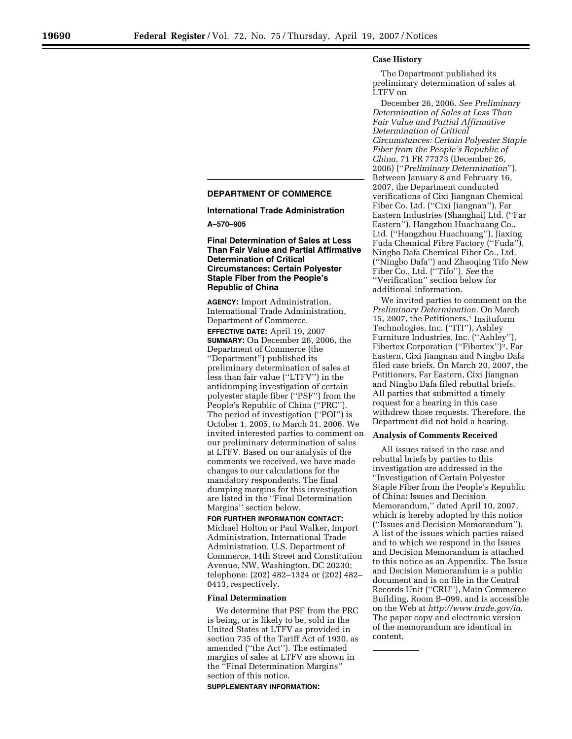## DEPARTMENT OF COMMERCE

### International Trade Administration

**A–570–905**

### Final Determination of Sales at Less Than Fair Value and Partial Affirmative Determination of Critical Circumstances: Certain Polyester Staple Fiber from the People's Republic of China

**AGENCY:** Import Administration, International Trade Administration, Department of Commerce.

**EFFECTIVE DATE:** April 19, 2007

**SUMMARY:** On December 26, 2006, the Department of Commerce (the "Department") published its preliminary determination of sales at less than fair value ("LTFV") in the antidumping investigation of certain polyester staple fiber ("PSF") from the People's Republic of China ("PRC"). The period of investigation ("POI") is October 1, 2005, to March 31, 2006. We invited interested parties to comment on our preliminary determination of sales at LTFV. Based on our analysis of the comments we received, we have made changes to our calculations for the mandatory respondents. The final dumping margins for this investigation are listed in the "Final Determination Margins" section below.

**FOR FURTHER INFORMATION CONTACT:** Michael Holton or Paul Walker, Import Administration, International Trade Administration, U.S. Department of Commerce, 14th Street and Constitution Avenue, NW, Washington, DC 20230; telephone: (202) 482–1324 or (202) 482–0413, respectively.

**Final Determination**

We determine that PSF from the PRC is being, or is likely to be, sold in the United States at LTFV as provided in section 735 of the Tariff Act of 1930, as amended ("the Act"). The estimated margins of sales at LTFV are shown in the "Final Determination Margins" section of this notice.

**SUPPLEMENTARY INFORMATION:**

**Case History**

The Department published its preliminary determination of sales at LTFV on

December 26, 2006. *See Preliminary Determination of Sales at Less Than Fair Value and Partial Affirmative Determination of Critical Circumstances: Certain Polyester Staple Fiber from the People's Republic of China*, 71 FR 77373 (December 26, 2006) ("*Preliminary Determination*"). Between January 8 and February 16, 2007, the Department conducted verifications of Cixi Jiangnan Chemical Fiber Co. Ltd. ("Cixi Jiangnan"), Far Eastern Industries (Shanghai) Ltd. ("Far Eastern"), Hangzhou Huachuang Co., Ltd. ("Hangzhou Huachuang"), Jiaxing Fuda Chemical Fibre Factory ("Fuda"), Ningbo Dafa Chemical Fiber Co., Ltd. ("Ningbo Dafa") and Zhaoqing Tifo New Fiber Co., Ltd. ("Tifo"). *See* the "Verification" section below for additional information.

We invited parties to comment on the *Preliminary Determination*. On March 15, 2007, the Petitioners,[1] Insituform Technologies, Inc. ("ITI"), Ashley Furniture Industries, Inc. ("Ashley"), Fibertex Corporation ("Fibertex")[2], Far Eastern, Cixi Jiangnan and Ningbo Dafa filed case briefs. On March 20, 2007, the Petitioners, Far Eastern, Cixi Jiangnan and Ningbo Dafa filed rebuttal briefs. All parties that submitted a timely request for a hearing in this case withdrew those requests. Therefore, the Department did not hold a hearing.

**Analysis of Comments Received**

All issues raised in the case and rebuttal briefs by parties to this investigation are addressed in the "Investigation of Certain Polyester Staple Fiber from the People's Republic of China: Issues and Decision Memorandum," dated April 10, 2007, which is hereby adopted by this notice ("Issues and Decision Memorandum"). A list of the issues which parties raised and to which we respond in the Issues and Decision Memorandum is attached to this notice as an Appendix. The Issue and Decision Memorandum is a public document and is on file in the Central Records Unit ("CRU"), Main Commerce Building, Room B–099, and is accessible on the Web at *http://www.trade.gov/ia*. The paper copy and electronic version of the memorandum are identical in content.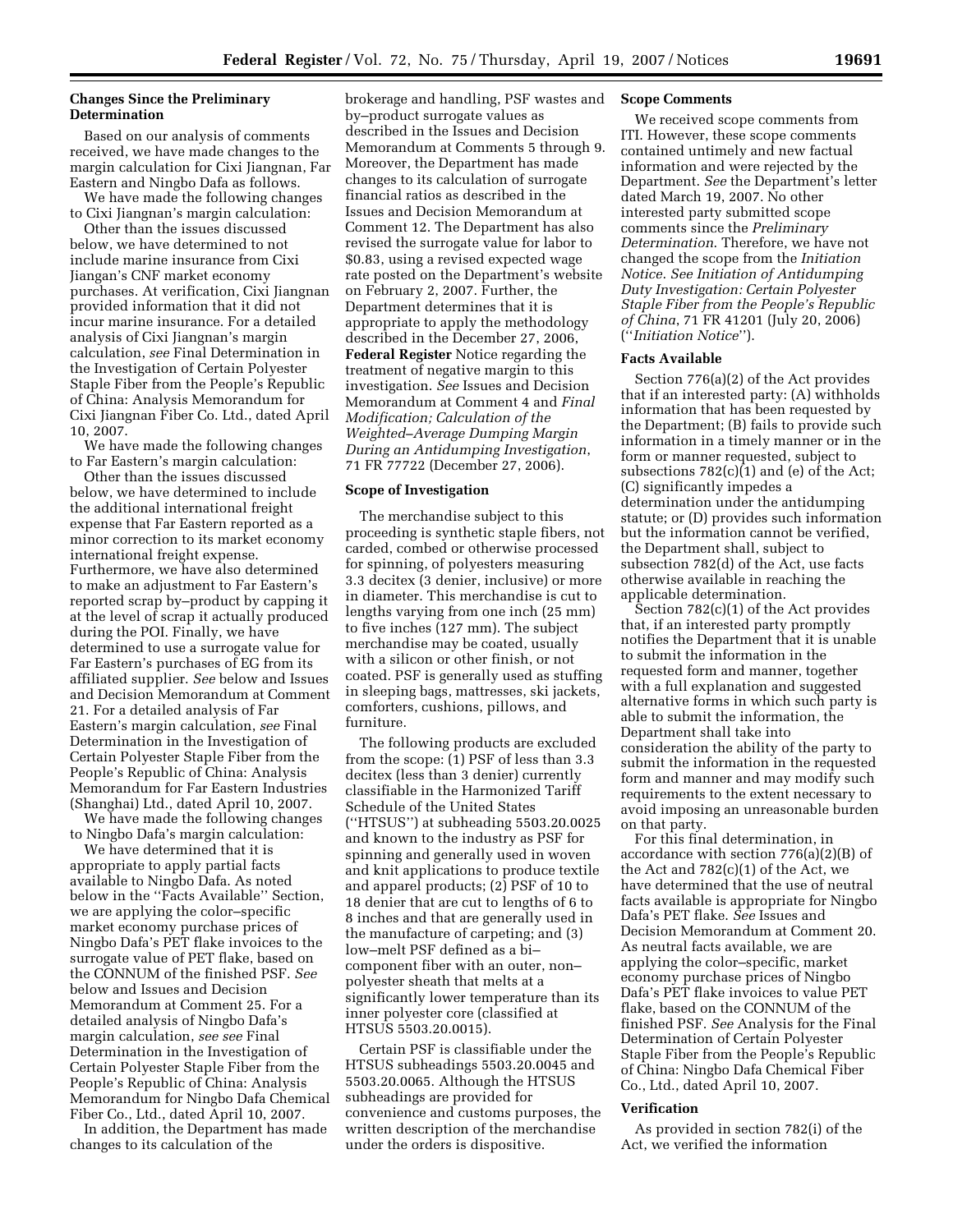## Changes Since the Preliminary Determination

Based on our analysis of comments received, we have made changes to the margin calculation for Cixi Jiangnan, Far Eastern and Ningbo Dafa as follows.

We have made the following changes to Cixi Jiangnan's margin calculation:

Other than the issues discussed below, we have determined to not include marine insurance from Cixi Jiangan's CNF market economy purchases. At verification, Cixi Jiangnan provided information that it did not incur marine insurance. For a detailed analysis of Cixi Jiangnan's margin calculation, *see* Final Determination in the Investigation of Certain Polyester Staple Fiber from the People's Republic of China: Analysis Memorandum for Cixi Jiangnan Fiber Co. Ltd., dated April 10, 2007.

We have made the following changes to Far Eastern's margin calculation:

Other than the issues discussed below, we have determined to include the additional international freight expense that Far Eastern reported as a minor correction to its market economy international freight expense. Furthermore, we have also determined to make an adjustment to Far Eastern's reported scrap by–product by capping it at the level of scrap it actually produced during the POI. Finally, we have determined to use a surrogate value for Far Eastern's purchases of EG from its affiliated supplier. *See* below and Issues and Decision Memorandum at Comment 21. For a detailed analysis of Far Eastern's margin calculation, *see* Final Determination in the Investigation of Certain Polyester Staple Fiber from the People's Republic of China: Analysis Memorandum for Far Eastern Industries (Shanghai) Ltd., dated April 10, 2007.

We have made the following changes to Ningbo Dafa's margin calculation:

We have determined that it is appropriate to apply partial facts available to Ningbo Dafa. As noted below in the ''Facts Available'' Section, we are applying the color–specific market economy purchase prices of Ningbo Dafa's PET flake invoices to the surrogate value of PET flake, based on the CONNUM of the finished PSF. *See* below and Issues and Decision Memorandum at Comment 25. For a detailed analysis of Ningbo Dafa's margin calculation, *see see* Final Determination in the Investigation of Certain Polyester Staple Fiber from the People's Republic of China: Analysis Memorandum for Ningbo Dafa Chemical Fiber Co., Ltd., dated April 10, 2007.

In addition, the Department has made changes to its calculation of the brokerage and handling, PSF wastes and by–product surrogate values as described in the Issues and Decision Memorandum at Comments 5 through 9. Moreover, the Department has made changes to its calculation of surrogate financial ratios as described in the Issues and Decision Memorandum at Comment 12. The Department has also revised the surrogate value for labor to $0.83, using a revised expected wage rate posted on the Department's website on February 2, 2007. Further, the Department determines that it is appropriate to apply the methodology described in the December 27, 2006, **Federal Register** Notice regarding the treatment of negative margin to this investigation. *See* Issues and Decision Memorandum at Comment 4 and *Final Modification; Calculation of the Weighted–Average Dumping Margin During an Antidumping Investigation*, 71 FR 77722 (December 27, 2006).

## Scope of Investigation

The merchandise subject to this proceeding is synthetic staple fibers, not carded, combed or otherwise processed for spinning, of polyesters measuring 3.3 decitex (3 denier, inclusive) or more in diameter. This merchandise is cut to lengths varying from one inch (25 mm) to five inches (127 mm). The subject merchandise may be coated, usually with a silicon or other finish, or not coated. PSF is generally used as stuffing in sleeping bags, mattresses, ski jackets, comforters, cushions, pillows, and furniture.

The following products are excluded from the scope: (1) PSF of less than 3.3 decitex (less than 3 denier) currently classifiable in the Harmonized Tariff Schedule of the United States (''HTSUS'') at subheading 5503.20.0025 and known to the industry as PSF for spinning and generally used in woven and knit applications to produce textile and apparel products; (2) PSF of 10 to 18 denier that are cut to lengths of 6 to 8 inches and that are generally used in the manufacture of carpeting; and (3) low–melt PSF defined as a bi–component fiber with an outer, non–polyester sheath that melts at a significantly lower temperature than its inner polyester core (classified at HTSUS 5503.20.0015).

Certain PSF is classifiable under the HTSUS subheadings 5503.20.0045 and 5503.20.0065. Although the HTSUS subheadings are provided for convenience and customs purposes, the written description of the merchandise under the orders is dispositive.

## Scope Comments

We received scope comments from ITI. However, these scope comments contained untimely and new factual information and were rejected by the Department. *See* the Department's letter dated March 19, 2007. No other interested party submitted scope comments since the *Preliminary Determination*. Therefore, we have not changed the scope from the *Initiation Notice*. *See Initiation of Antidumping Duty Investigation: Certain Polyester Staple Fiber from the People's Republic of China*, 71 FR 41201 (July 20, 2006) (''*Initiation Notice*'').

## Facts Available

Section 776(a)(2) of the Act provides that if an interested party: (A) withholds information that has been requested by the Department; (B) fails to provide such information in a timely manner or in the form or manner requested, subject to subsections 782(c)(1) and (e) of the Act; (C) significantly impedes a determination under the antidumping statute; or (D) provides such information but the information cannot be verified, the Department shall, subject to subsection 782(d) of the Act, use facts otherwise available in reaching the applicable determination.

Section 782(c)(1) of the Act provides that, if an interested party promptly notifies the Department that it is unable to submit the information in the requested form and manner, together with a full explanation and suggested alternative forms in which such party is able to submit the information, the Department shall take into consideration the ability of the party to submit the information in the requested form and manner and may modify such requirements to the extent necessary to avoid imposing an unreasonable burden on that party.

For this final determination, in accordance with section 776(a)(2)(B) of the Act and 782(c)(1) of the Act, we have determined that the use of neutral facts available is appropriate for Ningbo Dafa's PET flake. *See* Issues and Decision Memorandum at Comment 20. As neutral facts available, we are applying the color–specific, market economy purchase prices of Ningbo Dafa's PET flake invoices to value PET flake, based on the CONNUM of the finished PSF. *See* Analysis for the Final Determination of Certain Polyester Staple Fiber from the People's Republic of China: Ningbo Dafa Chemical Fiber Co., Ltd., dated April 10, 2007.

## Verification

As provided in section 782(i) of the Act, we verified the information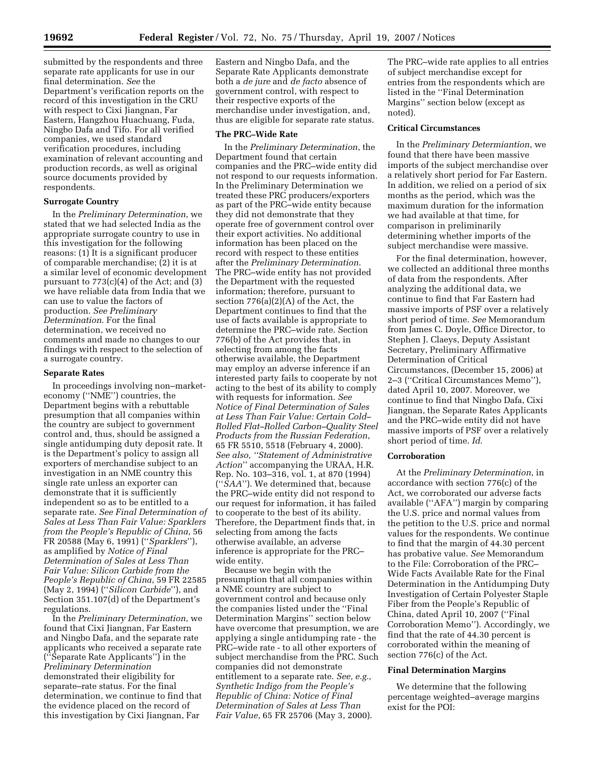submitted by the respondents and three separate rate applicants for use in our final determination. *See* the Department's verification reports on the record of this investigation in the CRU with respect to Cixi Jiangnan, Far Eastern, Hangzhou Huachuang, Fuda, Ningbo Dafa and Tifo. For all verified companies, we used standard verification procedures, including examination of relevant accounting and production records, as well as original source documents provided by respondents.

**Surrogate Country**

In the *Preliminary Determination*, we stated that we had selected India as the appropriate surrogate country to use in this investigation for the following reasons: (1) It is a significant producer of comparable merchandise; (2) it is at a similar level of economic development pursuant to 773(c)(4) of the Act; and (3) we have reliable data from India that we can use to value the factors of production. *See Preliminary Determination.* For the final determination, we received no comments and made no changes to our findings with respect to the selection of a surrogate country.

**Separate Rates**

In proceedings involving non–market-economy (''NME'') countries, the Department begins with a rebuttable presumption that all companies within the country are subject to government control and, thus, should be assigned a single antidumping duty deposit rate. It is the Department's policy to assign all exporters of merchandise subject to an investigation in an NME country this single rate unless an exporter can demonstrate that it is sufficiently independent so as to be entitled to a separate rate. *See Final Determination of Sales at Less Than Fair Value: Sparklers from the People's Republic of China*, 56 FR 20588 (May 6, 1991) (''*Sparklers*''), as amplified by *Notice of Final Determination of Sales at Less Than Fair Value: Silicon Carbide from the People's Republic of China*, 59 FR 22585 (May 2, 1994) (''*Silicon Carbide*''), and Section 351.107(d) of the Department's regulations.

In the *Preliminary Determination*, we found that Cixi Jiangnan, Far Eastern and Ningbo Dafa, and the separate rate applicants who received a separate rate (''Separate Rate Applicants'') in the *Preliminary Determination* demonstrated their eligibility for separate–rate status. For the final determination, we continue to find that the evidence placed on the record of this investigation by Cixi Jiangnan, Far Eastern and Ningbo Dafa, and the Separate Rate Applicants demonstrate both a *de jure* and *de facto* absence of government control, with respect to their respective exports of the merchandise under investigation, and, thus are eligible for separate rate status.

**The PRC–Wide Rate**

In the *Preliminary Determination*, the Department found that certain companies and the PRC–wide entity did not respond to our requests information. In the Preliminary Determination we treated these PRC producers/exporters as part of the PRC–wide entity because they did not demonstrate that they operate free of government control over their export activities. No additional information has been placed on the record with respect to these entities after the *Preliminary Determination*. The PRC–wide entity has not provided the Department with the requested information; therefore, pursuant to section 776(a)(2)(A) of the Act, the Department continues to find that the use of facts available is appropriate to determine the PRC–wide rate. Section 776(b) of the Act provides that, in selecting from among the facts otherwise available, the Department may employ an adverse inference if an interested party fails to cooperate by not acting to the best of its ability to comply with requests for information. *See Notice of Final Determination of Sales at Less Than Fair Value: Certain Cold–Rolled Flat–Rolled Carbon–Quality Steel Products from the Russian Federation*, 65 FR 5510, 5518 (February 4, 2000). *See also, ''Statement of Administrative Action''* accompanying the URAA, H.R. Rep. No. 103–316, vol. 1, at 870 (1994) (''*SAA*''). We determined that, because the PRC–wide entity did not respond to our request for information, it has failed to cooperate to the best of its ability. Therefore, the Department finds that, in selecting from among the facts otherwise available, an adverse inference is appropriate for the PRC–wide entity.

Because we begin with the presumption that all companies within a NME country are subject to government control and because only the companies listed under the ''Final Determination Margins'' section below have overcome that presumption, we are applying a single antidumping rate - the PRC–wide rate - to all other exporters of subject merchandise from the PRC. Such companies did not demonstrate entitlement to a separate rate. *See, e.g., Synthetic Indigo from the People's Republic of China: Notice of Final Determination of Sales at Less Than Fair Value*, 65 FR 25706 (May 3, 2000). The PRC–wide rate applies to all entries of subject merchandise except for entries from the respondents which are listed in the ''Final Determination Margins'' section below (except as noted).

**Critical Circumstances**

In the *Preliminary Determiantion*, we found that there have been massive imports of the subject merchandise over a relatively short period for Far Eastern. In addition, we relied on a period of six months as the period, which was the maximum duration for the information we had available at that time, for comparison in preliminarily determining whether imports of the subject merchandise were massive.

For the final determination, however, we collected an additional three months of data from the respondents. After analyzing the additional data, we continue to find that Far Eastern had massive imports of PSF over a relatively short period of time. *See* Memorandum from James C. Doyle, Office Director, to Stephen J. Claeys, Deputy Assistant Secretary, Preliminary Affirmative Determination of Critical Circumstances, (December 15, 2006) at 2–3 (''Critical Circumstances Memo''), dated April 10, 2007. Moreover, we continue to find that Ningbo Dafa, Cixi Jiangnan, the Separate Rates Applicants and the PRC–wide entity did not have massive imports of PSF over a relatively short period of time. *Id.*

**Corroboration**

At the *Preliminary Determination*, in accordance with section 776(c) of the Act, we corroborated our adverse facts available (''AFA'') margin by comparing the U.S. price and normal values from the petition to the U.S. price and normal values for the respondents. We continue to find that the margin of 44.30 percent has probative value. *See* Memorandum to the File: Corroboration of the PRC–Wide Facts Available Rate for the Final Determination in the Antidumping Duty Investigation of Certain Polyester Staple Fiber from the People's Republic of China, dated April 10, 2007 (''Final Corroboration Memo''). Accordingly, we find that the rate of 44.30 percent is corroborated within the meaning of section 776(c) of the Act.

**Final Determination Margins**

We determine that the following percentage weighted–average margins exist for the POI: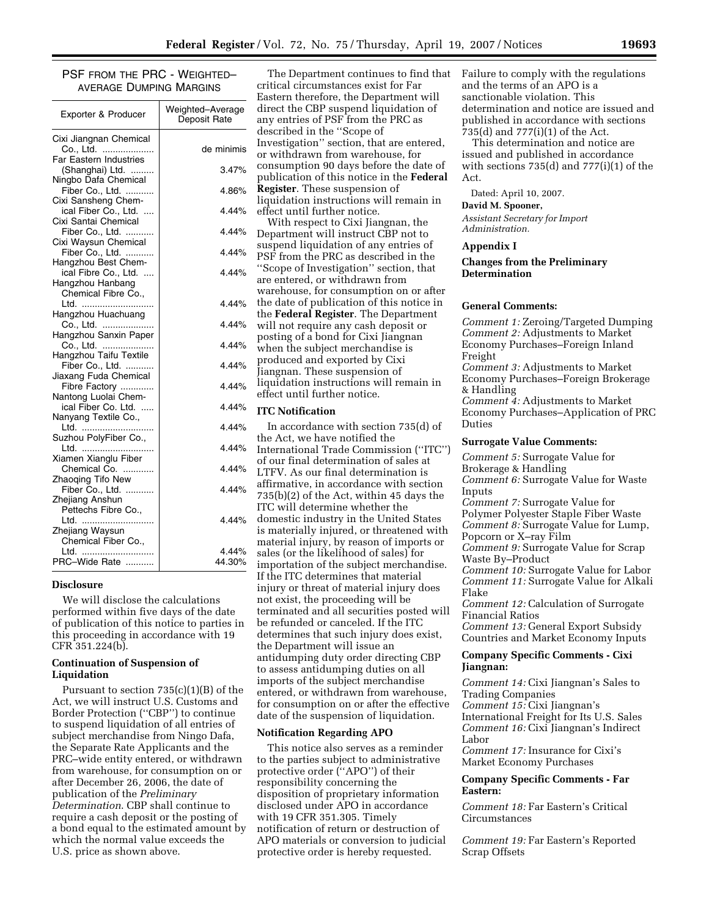PSF FROM THE PRC - WEIGHTED–AVERAGE DUMPING MARGINS

| Exporter & Producer | Weighted–Average Deposit Rate |
|---|---|
| Cixi Jiangnan Chemical Co., Ltd. | de minimis |
| Far Eastern Industries (Shanghai) Ltd. | 3.47% |
| Ningbo Dafa Chemical Fiber Co., Ltd. | 4.86% |
| Cixi Sansheng Chemical Fiber Co., Ltd. | 4.44% |
| Cixi Santai Chemical Fiber Co., Ltd. | 4.44% |
| Cixi Waysun Chemical Fiber Co., Ltd. | 4.44% |
| Hangzhou Best Chemical Fibre Co., Ltd. | 4.44% |
| Hangzhou Hanbang Chemical Fibre Co., Ltd. | 4.44% |
| Hangzhou Huachuang Co., Ltd. | 4.44% |
| Hangzhou Sanxin Paper Co., Ltd. | 4.44% |
| Hangzhou Taifu Textile Fiber Co., Ltd. | 4.44% |
| Jiaxang Fuda Chemical Fibre Factory | 4.44% |
| Nantong Luolai Chemical Fiber Co. Ltd. | 4.44% |
| Nanyang Textile Co., Ltd. | 4.44% |
| Suzhou PolyFiber Co., Ltd. | 4.44% |
| Xiamen Xianglu Fiber Chemical Co. | 4.44% |
| Zhaoqing Tifo New Fiber Co., Ltd. | 4.44% |
| Zhejiang Anshun Pettechs Fibre Co., Ltd. | 4.44% |
| Zhejiang Waysun Chemical Fiber Co., Ltd. | 4.44% |
| PRC–Wide Rate | 44.30% |

**Disclosure**

We will disclose the calculations performed within five days of the date of publication of this notice to parties in this proceeding in accordance with 19 CFR 351.224(b).

**Continuation of Suspension of Liquidation**

Pursuant to section 735(c)(1)(B) of the Act, we will instruct U.S. Customs and Border Protection (''CBP'') to continue to suspend liquidation of all entries of subject merchandise from Ningo Dafa, the Separate Rate Applicants and the PRC–wide entity entered, or withdrawn from warehouse, for consumption on or after December 26, 2006, the date of publication of the *Preliminary Determination*. CBP shall continue to require a cash deposit or the posting of a bond equal to the estimated amount by which the normal value exceeds the U.S. price as shown above.

The Department continues to find that critical circumstances exist for Far Eastern therefore, the Department will direct the CBP suspend liquidation of any entries of PSF from the PRC as described in the ''Scope of Investigation'' section, that are entered, or withdrawn from warehouse, for consumption 90 days before the date of publication of this notice in the **Federal Register**. These suspension of liquidation instructions will remain in effect until further notice.

With respect to Cixi Jiangnan, the Department will instruct CBP not to suspend liquidation of any entries of PSF from the PRC as described in the ''Scope of Investigation'' section, that are entered, or withdrawn from warehouse, for consumption on or after the date of publication of this notice in the **Federal Register**. The Department will not require any cash deposit or posting of a bond for Cixi Jiangnan when the subject merchandise is produced and exported by Cixi Jiangnan. These suspension of liquidation instructions will remain in effect until further notice.

**ITC Notification**

In accordance with section 735(d) of the Act, we have notified the International Trade Commission (''ITC'') of our final determination of sales at LTFV. As our final determination is affirmative, in accordance with section 735(b)(2) of the Act, within 45 days the ITC will determine whether the domestic industry in the United States is materially injured, or threatened with material injury, by reason of imports or sales (or the likelihood of sales) for importation of the subject merchandise. If the ITC determines that material injury or threat of material injury does not exist, the proceeding will be terminated and all securities posted will be refunded or canceled. If the ITC determines that such injury does exist, the Department will issue an antidumping duty order directing CBP to assess antidumping duties on all imports of the subject merchandise entered, or withdrawn from warehouse, for consumption on or after the effective date of the suspension of liquidation.

**Notification Regarding APO**

This notice also serves as a reminder to the parties subject to administrative protective order (''APO'') of their responsibility concerning the disposition of proprietary information disclosed under APO in accordance with 19 CFR 351.305. Timely notification of return or destruction of APO materials or conversion to judicial protective order is hereby requested. Failure to comply with the regulations and the terms of an APO is a sanctionable violation. This determination and notice are issued and published in accordance with sections 735(d) and 777(i)(1) of the Act.

This determination and notice are issued and published in accordance with sections 735(d) and 777(i)(1) of the Act.

Dated: April 10, 2007.

**David M. Spooner,**

*Assistant Secretary for Import Administration.*

**Appendix I**

**Changes from the Preliminary Determination**

**General Comments:**

*Comment 1:* Zeroing/Targeted Dumping
*Comment 2:* Adjustments to Market Economy Purchases–Foreign Inland Freight
*Comment 3:* Adjustments to Market Economy Purchases–Foreign Brokerage & Handling
*Comment 4:* Adjustments to Market Economy Purchases–Application of PRC Duties

**Surrogate Value Comments:**

*Comment 5:* Surrogate Value for Brokerage & Handling
*Comment 6:* Surrogate Value for Waste Inputs
*Comment 7:* Surrogate Value for Polymer Polyester Staple Fiber Waste
*Comment 8:* Surrogate Value for Lump, Popcorn or X–ray Film
*Comment 9:* Surrogate Value for Scrap Waste By–Product
*Comment 10:* Surrogate Value for Labor
*Comment 11:* Surrogate Value for Alkali Flake
*Comment 12:* Calculation of Surrogate Financial Ratios
*Comment 13:* General Export Subsidy Countries and Market Economy Inputs

**Company Specific Comments - Cixi Jiangnan:**

*Comment 14:* Cixi Jiangnan's Sales to Trading Companies
*Comment 15:* Cixi Jiangnan's International Freight for Its U.S. Sales
*Comment 16:* Cixi Jiangnan's Indirect Labor
*Comment 17:* Insurance for Cixi's Market Economy Purchases

**Company Specific Comments - Far Eastern:**

*Comment 18:* Far Eastern's Critical Circumstances

*Comment 19:* Far Eastern's Reported Scrap Offsets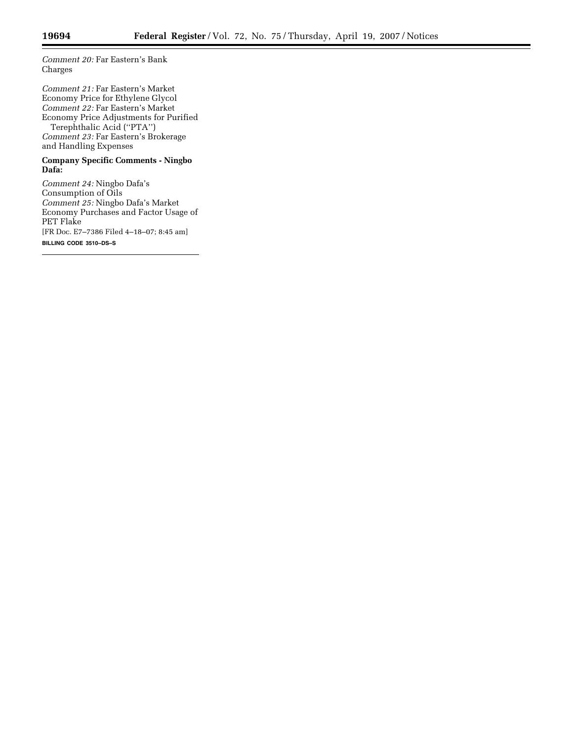*Comment 20:* Far Eastern's Bank Charges

*Comment 21:* Far Eastern's Market Economy Price for Ethylene Glycol
*Comment 22:* Far Eastern's Market Economy Price Adjustments for Purified Terephthalic Acid (''PTA'')
*Comment 23:* Far Eastern's Brokerage and Handling Expenses

**Company Specific Comments - Ningbo Dafa:**

*Comment 24:* Ningbo Dafa's Consumption of Oils
*Comment 25:* Ningbo Dafa's Market Economy Purchases and Factor Usage of PET Flake

[FR Doc. E7–7386 Filed 4–18–07; 8:45 am]

**BILLING CODE 3510–DS–S**